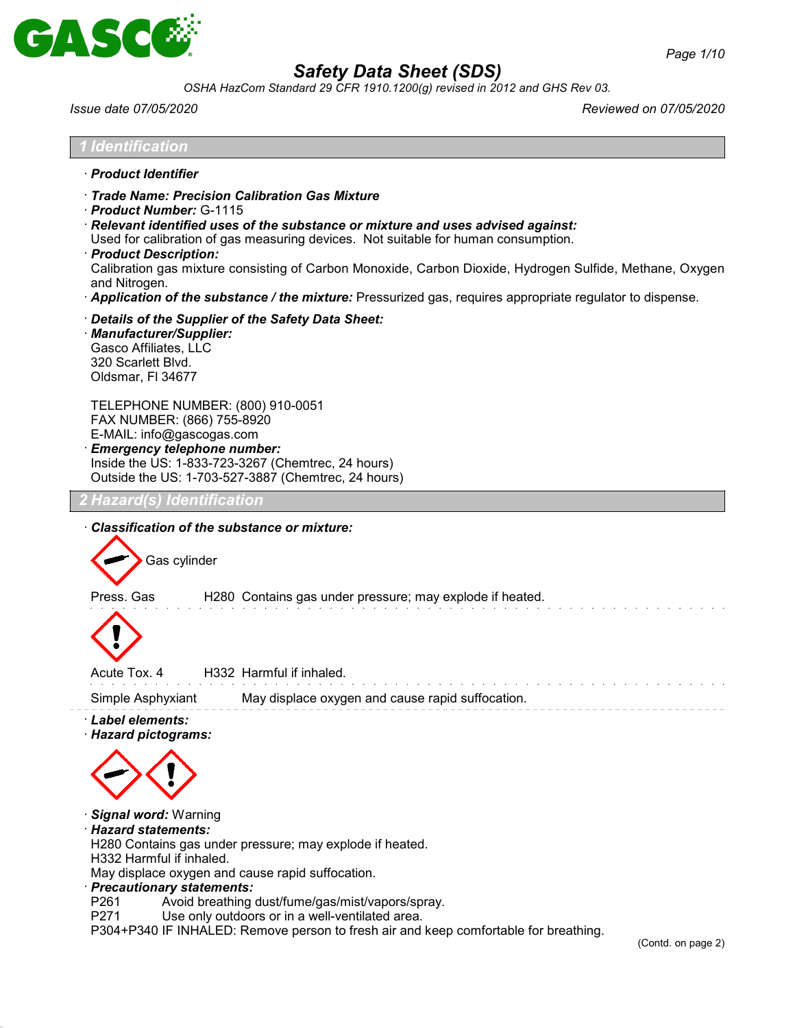# Safety Data Sheet (SDS)

*OSHA HazCom Standard 29 CFR 1910.1200(g) revised in 2012 and GHS Rev 03.*

*Issue date 07/05/2020* *Reviewed on 07/05/2020*

## 1 Identification

· **Product Identifier**

· **Trade Name: Precision Calibration Gas Mixture**

· **Product Number:** G-1115

· **Relevant identified uses of the substance or mixture and uses advised against:**
Used for calibration of gas measuring devices. Not suitable for human consumption.

· **Product Description:**
Calibration gas mixture consisting of Carbon Monoxide, Carbon Dioxide, Hydrogen Sulfide, Methane, Oxygen and Nitrogen.

· **Application of the substance / the mixture:** Pressurized gas, requires appropriate regulator to dispense.

· **Details of the Supplier of the Safety Data Sheet:**

· **Manufacturer/Supplier:**
Gasco Affiliates, LLC
320 Scarlett Blvd.
Oldsmar, Fl 34677

TELEPHONE NUMBER: (800) 910-0051
FAX NUMBER: (866) 755-8920
E-MAIL: info@gascogas.com

· **Emergency telephone number:**
Inside the US: 1-833-723-3267 (Chemtrec, 24 hours)
Outside the US: 1-703-527-3887 (Chemtrec, 24 hours)

## 2 Hazard(s) Identification

· **Classification of the substance or mixture:**

Gas cylinder

Press. Gas H280 Contains gas under pressure; may explode if heated.

Acute Tox. 4 H332 Harmful if inhaled.

Simple Asphyxiant May displace oxygen and cause rapid suffocation.

· **Label elements:**

· **Hazard pictograms:**

· **Signal word:** Warning

· **Hazard statements:**
H280 Contains gas under pressure; may explode if heated.
H332 Harmful if inhaled.
May displace oxygen and cause rapid suffocation.

· **Precautionary statements:**
P261 Avoid breathing dust/fume/gas/mist/vapors/spray.
P271 Use only outdoors or in a well-ventilated area.
P304+P340 IF INHALED: Remove person to fresh air and keep comfortable for breathing.

(Contd. on page 2)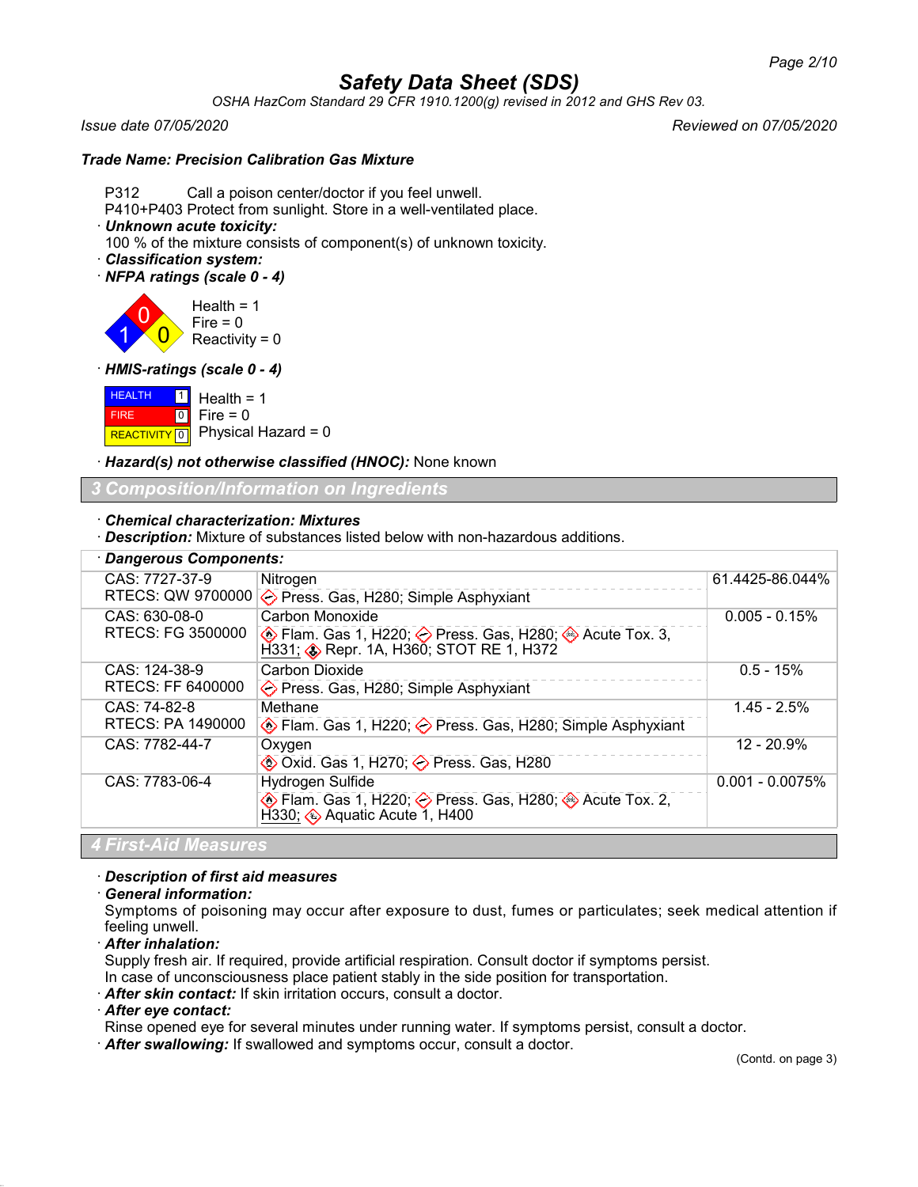## Safety Data Sheet (SDS)

*OSHA HazCom Standard 29 CFR 1910.1200(g) revised in 2012 and GHS Rev 03.*

*Issue date 07/05/2020* *Reviewed on 07/05/2020*

***Trade Name: Precision Calibration Gas Mixture***

P312 Call a poison center/doctor if you feel unwell.
P410+P403 Protect from sunlight. Store in a well-ventilated place.

· ***Unknown acute toxicity:***
100 % of the mixture consists of component(s) of unknown toxicity.

· ***Classification system:***

· ***NFPA ratings (scale 0 - 4)***

Health = 1
Fire = 0
Reactivity = 0

· ***HMIS-ratings (scale 0 - 4)***

HEALTH 1 Health = 1
FIRE 0 Fire = 0
REACTIVITY 0 Physical Hazard = 0

· ***Hazard(s) not otherwise classified (HNOC):*** None known

## 3 Composition/Information on Ingredients

· ***Chemical characterization: Mixtures***
· ***Description:*** Mixture of substances listed below with non-hazardous additions.

· ***Dangerous Components:***

| | | |
|---|---|---|
| CAS: 7727-37-9<br>RTECS: QW 9700000 | Nitrogen<br>Press. Gas, H280; Simple Asphyxiant | 61.4425-86.044% |
| CAS: 630-08-0<br>RTECS: FG 3500000 | Carbon Monoxide<br>Flam. Gas 1, H220; Press. Gas, H280; Acute Tox. 3, H331; Repr. 1A, H360; STOT RE 1, H372 | 0.005 - 0.15% |
| CAS: 124-38-9<br>RTECS: FF 6400000 | Carbon Dioxide<br>Press. Gas, H280; Simple Asphyxiant | 0.5 - 15% |
| CAS: 74-82-8<br>RTECS: PA 1490000 | Methane<br>Flam. Gas 1, H220; Press. Gas, H280; Simple Asphyxiant | 1.45 - 2.5% |
| CAS: 7782-44-7 | Oxygen<br>Oxid. Gas 1, H270; Press. Gas, H280 | 12 - 20.9% |
| CAS: 7783-06-4 | Hydrogen Sulfide<br>Flam. Gas 1, H220; Press. Gas, H280; Acute Tox. 2, H330; Aquatic Acute 1, H400 | 0.001 - 0.0075% |

## 4 First-Aid Measures

· ***Description of first aid measures***

· ***General information:***
Symptoms of poisoning may occur after exposure to dust, fumes or particulates; seek medical attention if feeling unwell.

· ***After inhalation:***
Supply fresh air. If required, provide artificial respiration. Consult doctor if symptoms persist.
In case of unconsciousness place patient stably in the side position for transportation.

· ***After skin contact:*** If skin irritation occurs, consult a doctor.

· ***After eye contact:***
Rinse opened eye for several minutes under running water. If symptoms persist, consult a doctor.

· ***After swallowing:*** If swallowed and symptoms occur, consult a doctor.

(Contd. on page 3)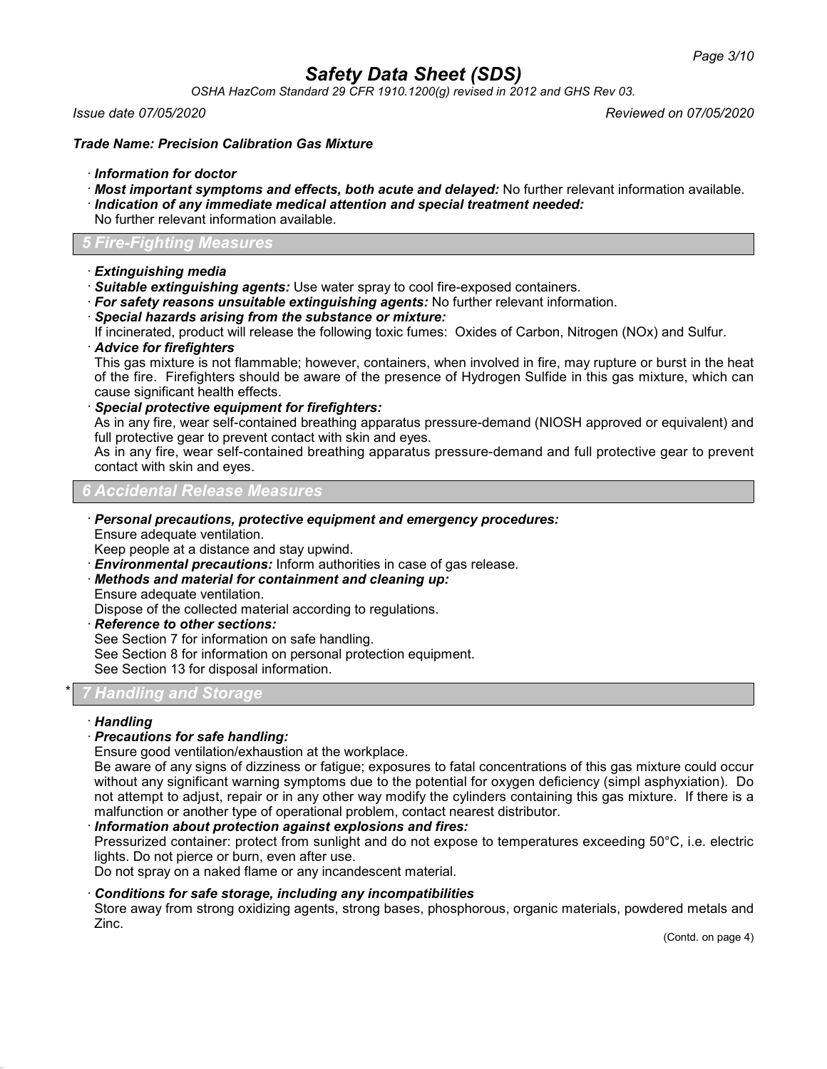**Trade Name: Precision Calibration Gas Mixture**

· ***Information for doctor***
· ***Most important symptoms and effects, both acute and delayed:*** No further relevant information available.
· ***Indication of any immediate medical attention and special treatment needed:***
No further relevant information available.

## 5 Fire-Fighting Measures

· ***Extinguishing media***
· ***Suitable extinguishing agents:*** Use water spray to cool fire-exposed containers.
· ***For safety reasons unsuitable extinguishing agents:*** No further relevant information.
· ***Special hazards arising from the substance or mixture:***
If incinerated, product will release the following toxic fumes: Oxides of Carbon, Nitrogen (NOx) and Sulfur.
· ***Advice for firefighters***
This gas mixture is not flammable; however, containers, when involved in fire, may rupture or burst in the heat of the fire. Firefighters should be aware of the presence of Hydrogen Sulfide in this gas mixture, which can cause significant health effects.
· ***Special protective equipment for firefighters:***
As in any fire, wear self-contained breathing apparatus pressure-demand (NIOSH approved or equivalent) and full protective gear to prevent contact with skin and eyes.
As in any fire, wear self-contained breathing apparatus pressure-demand and full protective gear to prevent contact with skin and eyes.

## 6 Accidental Release Measures

· ***Personal precautions, protective equipment and emergency procedures:***
Ensure adequate ventilation.
Keep people at a distance and stay upwind.
· ***Environmental precautions:*** Inform authorities in case of gas release.
· ***Methods and material for containment and cleaning up:***
Ensure adequate ventilation.
Dispose of the collected material according to regulations.
· ***Reference to other sections:***
See Section 7 for information on safe handling.
See Section 8 for information on personal protection equipment.
See Section 13 for disposal information.

## * 7 Handling and Storage

· ***Handling***
· ***Precautions for safe handling:***
Ensure good ventilation/exhaustion at the workplace.
Be aware of any signs of dizziness or fatigue; exposures to fatal concentrations of this gas mixture could occur without any significant warning symptoms due to the potential for oxygen deficiency (simpl asphyxiation). Do not attempt to adjust, repair or in any other way modify the cylinders containing this gas mixture. If there is a malfunction or another type of operational problem, contact nearest distributor.
· ***Information about protection against explosions and fires:***
Pressurized container: protect from sunlight and do not expose to temperatures exceeding 50°C, i.e. electric lights. Do not pierce or burn, even after use.
Do not spray on a naked flame or any incandescent material.

· ***Conditions for safe storage, including any incompatibilities***
Store away from strong oxidizing agents, strong bases, phosphorous, organic materials, powdered metals and Zinc.

(Contd. on page 4)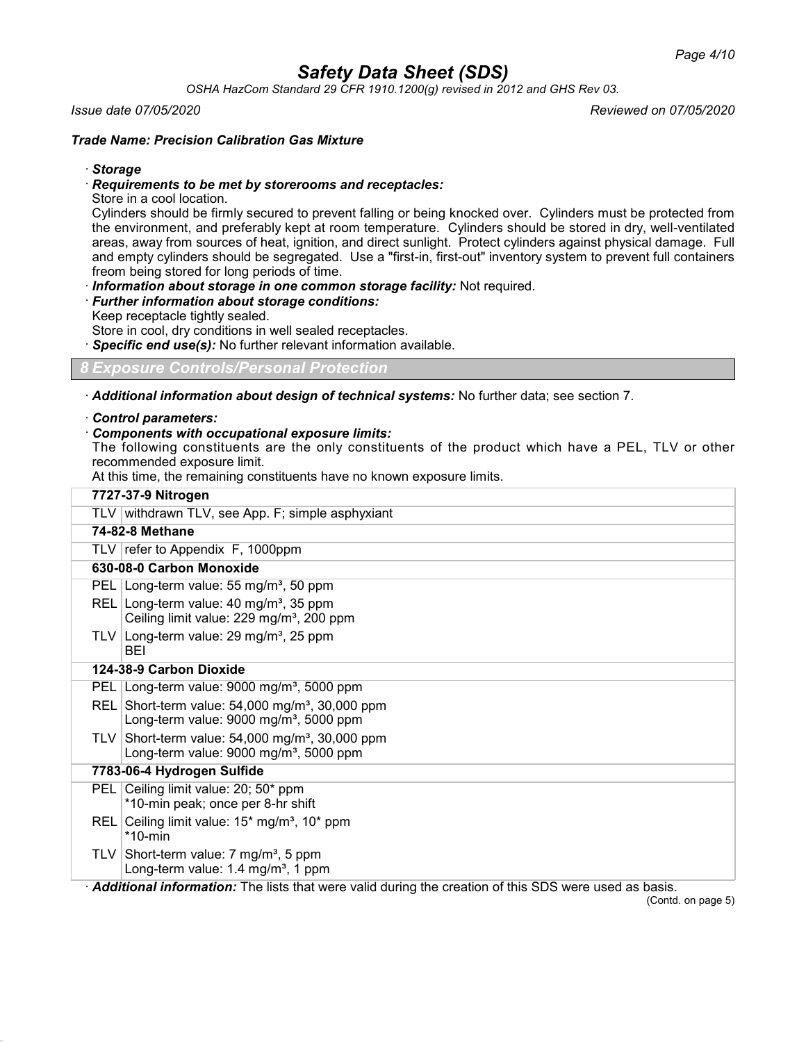# Safety Data Sheet (SDS)

*OSHA HazCom Standard 29 CFR 1910.1200(g) revised in 2012 and GHS Rev 03.*

*Issue date 07/05/2020* *Reviewed on 07/05/2020*

***Trade Name: Precision Calibration Gas Mixture***

· ***Storage***

· ***Requirements to be met by storerooms and receptacles:***

Store in a cool location.

Cylinders should be firmly secured to prevent falling or being knocked over. Cylinders must be protected from the environment, and preferably kept at room temperature. Cylinders should be stored in dry, well-ventilated areas, away from sources of heat, ignition, and direct sunlight. Protect cylinders against physical damage. Full and empty cylinders should be segregated. Use a "first-in, first-out" inventory system to prevent full containers freom being stored for long periods of time.

· ***Information about storage in one common storage facility:*** Not required.

· ***Further information about storage conditions:***

Keep receptacle tightly sealed.

Store in cool, dry conditions in well sealed receptacles.

· ***Specific end use(s):*** No further relevant information available.

## *8 Exposure Controls/Personal Protection*

· ***Additional information about design of technical systems:*** No further data; see section 7.

· ***Control parameters:***

· ***Components with occupational exposure limits:***

The following constituents are the only constituents of the product which have a PEL, TLV or other recommended exposure limit.

At this time, the remaining constituents have no known exposure limits.

| | |
|---|---|
| **7727-37-9 Nitrogen** | |
| TLV | withdrawn TLV, see App. F; simple asphyxiant |
| **74-82-8 Methane** | |
| TLV | refer to Appendix F, 1000ppm |
| **630-08-0 Carbon Monoxide** | |
| PEL | Long-term value: 55 mg/m³, 50 ppm |
| REL | Long-term value: 40 mg/m³, 35 ppm<br>Ceiling limit value: 229 mg/m³, 200 ppm |
| TLV | Long-term value: 29 mg/m³, 25 ppm<br>BEI |
| **124-38-9 Carbon Dioxide** | |
| PEL | Long-term value: 9000 mg/m³, 5000 ppm |
| REL | Short-term value: 54,000 mg/m³, 30,000 ppm<br>Long-term value: 9000 mg/m³, 5000 ppm |
| TLV | Short-term value: 54,000 mg/m³, 30,000 ppm<br>Long-term value: 9000 mg/m³, 5000 ppm |
| **7783-06-4 Hydrogen Sulfide** | |
| PEL | Ceiling limit value: 20; 50* ppm<br>*10-min peak; once per 8-hr shift |
| REL | Ceiling limit value: 15* mg/m³, 10* ppm<br>*10-min |
| TLV | Short-term value: 7 mg/m³, 5 ppm<br>Long-term value: 1.4 mg/m³, 1 ppm |

· ***Additional information:*** The lists that were valid during the creation of this SDS were used as basis.

(Contd. on page 5)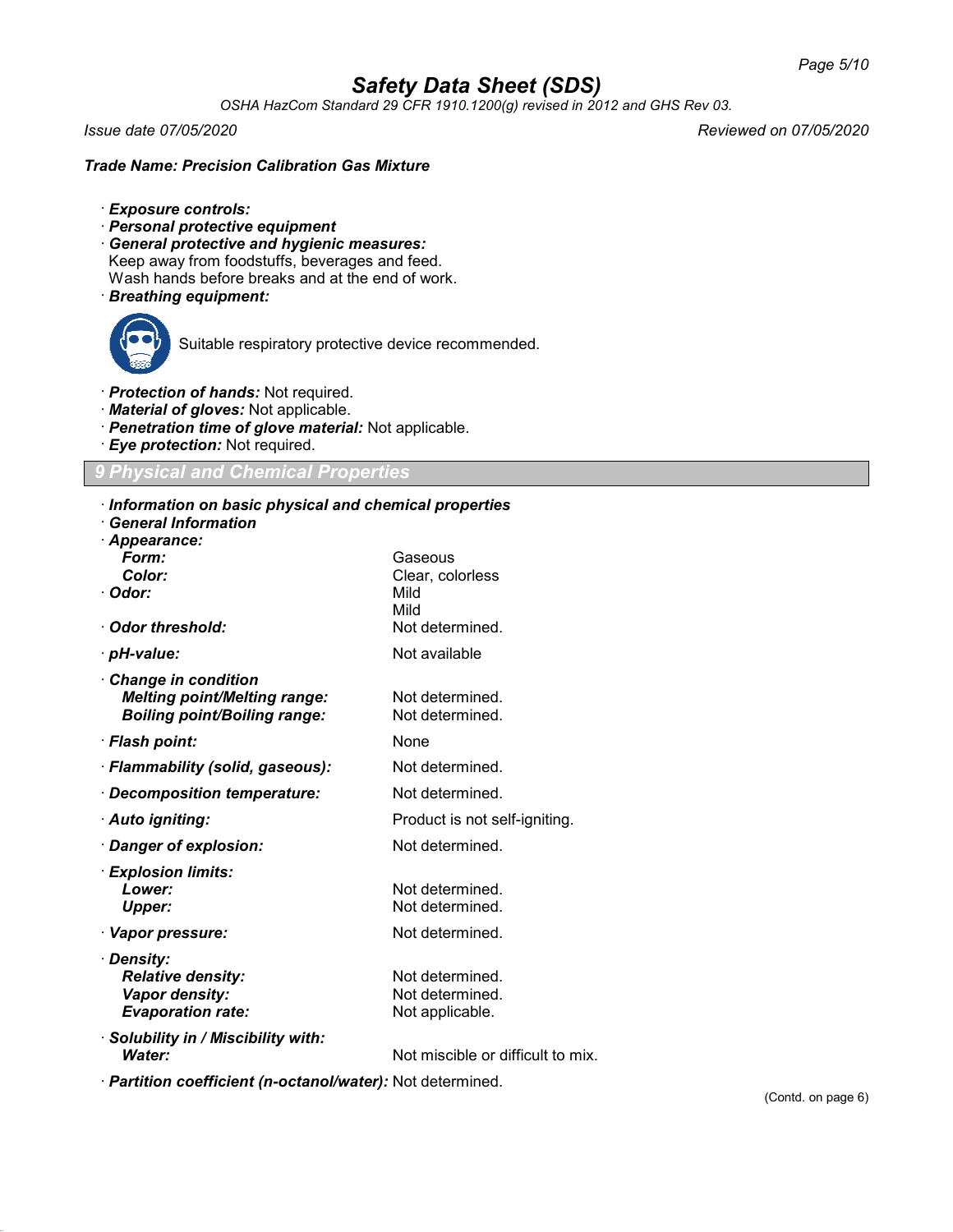# Safety Data Sheet (SDS)

*OSHA HazCom Standard 29 CFR 1910.1200(g) revised in 2012 and GHS Rev 03.*

*Issue date 07/05/2020* *Reviewed on 07/05/2020*

**Trade Name: Precision Calibration Gas Mixture**

· ***Exposure controls:***
· ***Personal protective equipment***
· ***General protective and hygienic measures:***
Keep away from foodstuffs, beverages and feed.
Wash hands before breaks and at the end of work.
· ***Breathing equipment:***

Suitable respiratory protective device recommended.

· ***Protection of hands:*** Not required.
· ***Material of gloves:*** Not applicable.
· ***Penetration time of glove material:*** Not applicable.
· ***Eye protection:*** Not required.

## 9 Physical and Chemical Properties

· ***Information on basic physical and chemical properties***
· ***General Information***
· ***Appearance:***

| | |
|---|---|
| ***Form:*** | Gaseous |
| ***Color:*** | Clear, colorless |
| · ***Odor:*** | Mild<br>Mild |
| · ***Odor threshold:*** | Not determined. |
| · ***pH-value:*** | Not available |
| · ***Change in condition*** | |
| ***Melting point/Melting range:*** | Not determined. |
| ***Boiling point/Boiling range:*** | Not determined. |
| · ***Flash point:*** | None |
| · ***Flammability (solid, gaseous):*** | Not determined. |
| · ***Decomposition temperature:*** | Not determined. |
| · ***Auto igniting:*** | Product is not self-igniting. |
| · ***Danger of explosion:*** | Not determined. |
| · ***Explosion limits:*** | |
| ***Lower:*** | Not determined. |
| ***Upper:*** | Not determined. |
| · ***Vapor pressure:*** | Not determined. |
| · ***Density:*** | |
| ***Relative density:*** | Not determined. |
| ***Vapor density:*** | Not determined. |
| ***Evaporation rate:*** | Not applicable. |
| · ***Solubility in / Miscibility with:*** | |
| ***Water:*** | Not miscible or difficult to mix. |
| · ***Partition coefficient (n-octanol/water):*** | Not determined. |

(Contd. on page 6)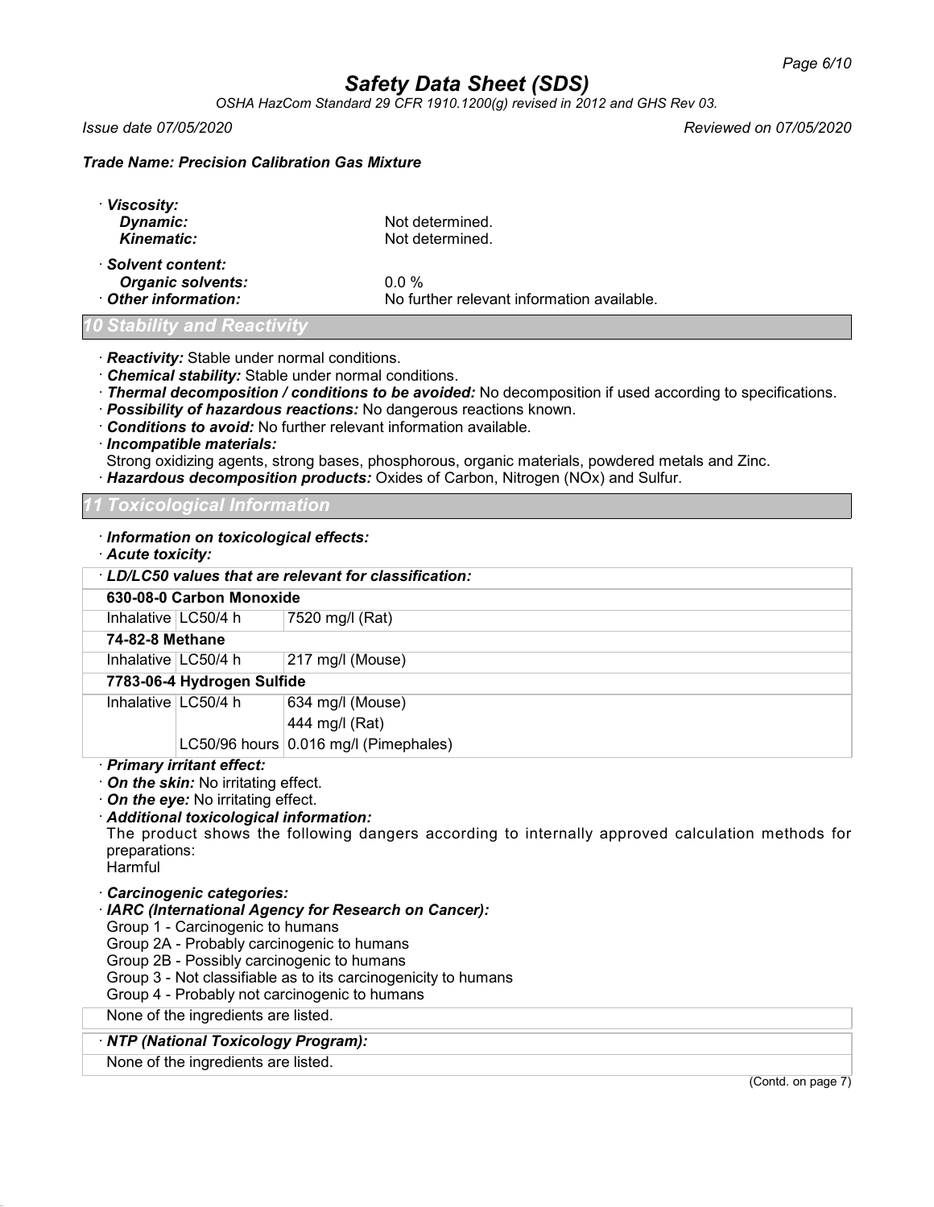# Safety Data Sheet (SDS)

*OSHA HazCom Standard 29 CFR 1910.1200(g) revised in 2012 and GHS Rev 03.*

*Issue date 07/05/2020* *Reviewed on 07/05/2020*

***Trade Name: Precision Calibration Gas Mixture***

· ***Viscosity:***
- ***Dynamic:*** Not determined.
- ***Kinematic:*** Not determined.

· ***Solvent content:***
- ***Organic solvents:*** 0.0 %

· ***Other information:*** No further relevant information available.

## 10 Stability and Reactivity

· ***Reactivity:*** Stable under normal conditions.
· ***Chemical stability:*** Stable under normal conditions.
· ***Thermal decomposition / conditions to be avoided:*** No decomposition if used according to specifications.
· ***Possibility of hazardous reactions:*** No dangerous reactions known.
· ***Conditions to avoid:*** No further relevant information available.
· ***Incompatible materials:***
Strong oxidizing agents, strong bases, phosphorous, organic materials, powdered metals and Zinc.
· ***Hazardous decomposition products:*** Oxides of Carbon, Nitrogen (NOx) and Sulfur.

## 11 Toxicological Information

· ***Information on toxicological effects:***
· ***Acute toxicity:***

| · ***LD/LC50 values that are relevant for classification:*** | | |
|---|---|---|
| **630-08-0 Carbon Monoxide** | | |
| Inhalative | LC50/4 h | 7520 mg/l (Rat) |
| **74-82-8 Methane** | | |
| Inhalative | LC50/4 h | 217 mg/l (Mouse) |
| **7783-06-4 Hydrogen Sulfide** | | |
| Inhalative | LC50/4 h | 634 mg/l (Mouse) |
| | | 444 mg/l (Rat) |
| | LC50/96 hours | 0.016 mg/l (Pimephales) |

· ***Primary irritant effect:***
· ***On the skin:*** No irritating effect.
· ***On the eye:*** No irritating effect.
· ***Additional toxicological information:***
The product shows the following dangers according to internally approved calculation methods for preparations:
Harmful

· ***Carcinogenic categories:***
· ***IARC (International Agency for Research on Cancer):***
Group 1 - Carcinogenic to humans
Group 2A - Probably carcinogenic to humans
Group 2B - Possibly carcinogenic to humans
Group 3 - Not classifiable as to its carcinogenicity to humans
Group 4 - Probably not carcinogenic to humans

None of the ingredients are listed.

· ***NTP (National Toxicology Program):***

None of the ingredients are listed.

(Contd. on page 7)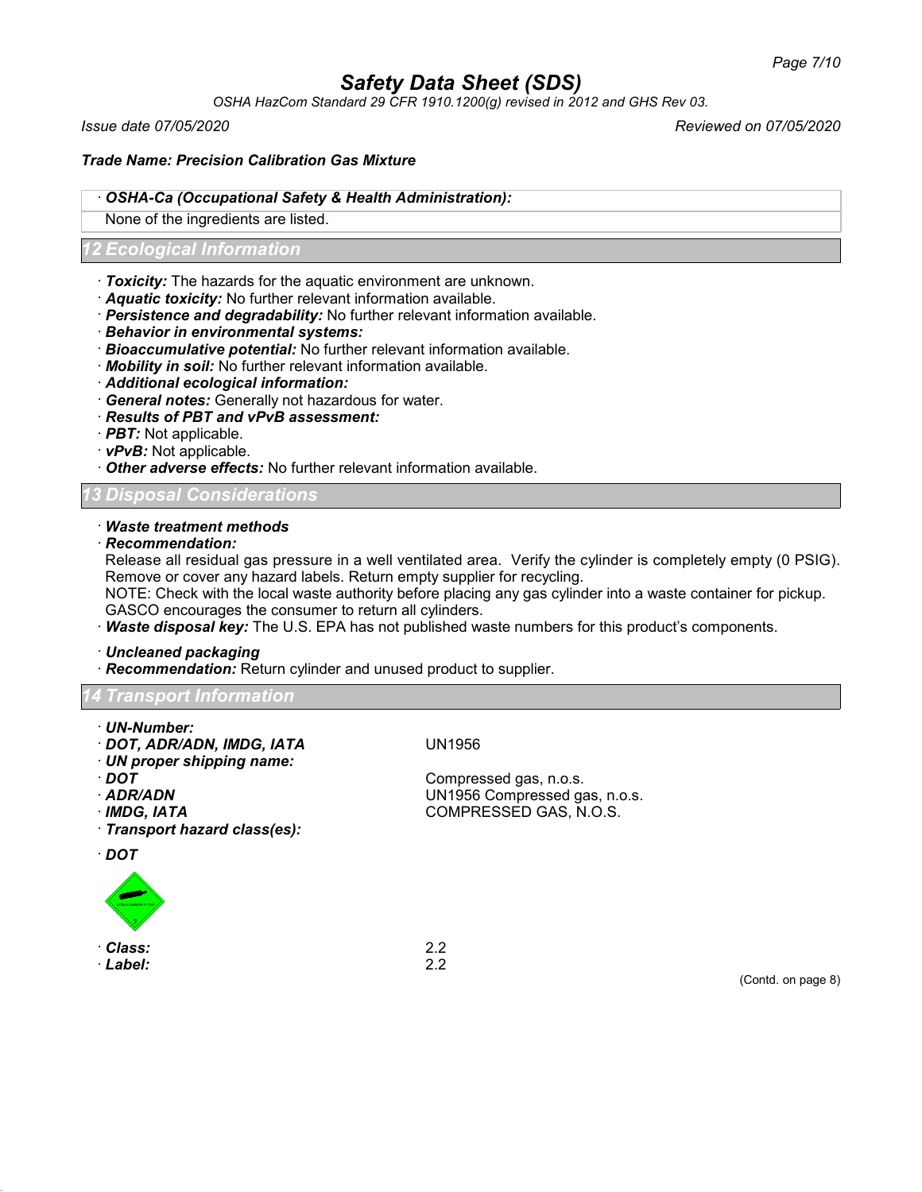· **OSHA-Ca (Occupational Safety & Health Administration):**

None of the ingredients are listed.

## 12 Ecological Information

· **Toxicity:** The hazards for the aquatic environment are unknown.
· **Aquatic toxicity:** No further relevant information available.
· **Persistence and degradability:** No further relevant information available.
· **Behavior in environmental systems:**
· **Bioaccumulative potential:** No further relevant information available.
· **Mobility in soil:** No further relevant information available.
· **Additional ecological information:**
· **General notes:** Generally not hazardous for water.
· **Results of PBT and vPvB assessment:**
· **PBT:** Not applicable.
· **vPvB:** Not applicable.
· **Other adverse effects:** No further relevant information available.

## 13 Disposal Considerations

· **Waste treatment methods**
· **Recommendation:**
Release all residual gas pressure in a well ventilated area. Verify the cylinder is completely empty (0 PSIG). Remove or cover any hazard labels. Return empty supplier for recycling.
NOTE: Check with the local waste authority before placing any gas cylinder into a waste container for pickup. GASCO encourages the consumer to return all cylinders.
· **Waste disposal key:** The U.S. EPA has not published waste numbers for this product's components.

· **Uncleaned packaging**
· **Recommendation:** Return cylinder and unused product to supplier.

## 14 Transport Information

· **UN-Number:**
· **DOT, ADR/ADN, IMDG, IATA** UN1956
· **UN proper shipping name:**
· **DOT** Compressed gas, n.o.s.
· **ADR/ADN** UN1956 Compressed gas, n.o.s.
· **IMDG, IATA** COMPRESSED GAS, N.O.S.
· **Transport hazard class(es):**

· **DOT**

· **Class:** 2.2
· **Label:** 2.2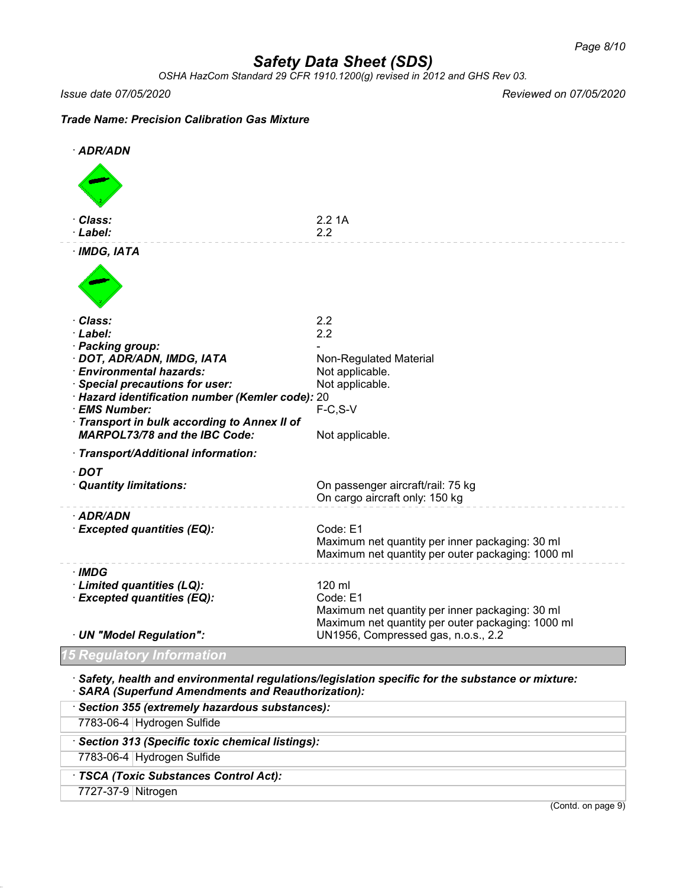· **ADR/ADN**

| | |
|---|---|
| · **Class:** | 2.2 1A |
| · **Label:** | 2.2 |

· **IMDG, IATA**

| | |
|---|---|
| · **Class:** | 2.2 |
| · **Label:** | 2.2 |
| · **Packing group:** | - |
| · **DOT, ADR/ADN, IMDG, IATA** | Non-Regulated Material |
| · **Environmental hazards:** | Not applicable. |
| · **Special precautions for user:** | Not applicable. |
| · **Hazard identification number (Kemler code):** | 20 |
| · **EMS Number:** | F-C,S-V |
| · **Transport in bulk according to Annex II of MARPOL73/78 and the IBC Code:** | Not applicable. |

· **Transport/Additional information:**

· **DOT**

| | |
|---|---|
| · **Quantity limitations:** | On passenger aircraft/rail: 75 kg<br>On cargo aircraft only: 150 kg |

· **ADR/ADN**

| | |
|---|---|
| · **Excepted quantities (EQ):** | Code: E1<br>Maximum net quantity per inner packaging: 30 ml<br>Maximum net quantity per outer packaging: 1000 ml |

· **IMDG**

| | |
|---|---|
| · **Limited quantities (LQ):** | 120 ml |
| · **Excepted quantities (EQ):** | Code: E1<br>Maximum net quantity per inner packaging: 30 ml<br>Maximum net quantity per outer packaging: 1000 ml |
| · **UN "Model Regulation":** | UN1956, Compressed gas, n.o.s., 2.2 |

## 15 Regulatory Information

· **Safety, health and environmental regulations/legislation specific for the substance or mixture:**
· **SARA (Superfund Amendments and Reauthorization):**

· **Section 355 (extremely hazardous substances):**

| | |
|---|---|
| 7783-06-4 | Hydrogen Sulfide |

· **Section 313 (Specific toxic chemical listings):**

| | |
|---|---|
| 7783-06-4 | Hydrogen Sulfide |

· **TSCA (Toxic Substances Control Act):**

| | |
|---|---|
| 7727-37-9 | Nitrogen |

(Contd. on page 9)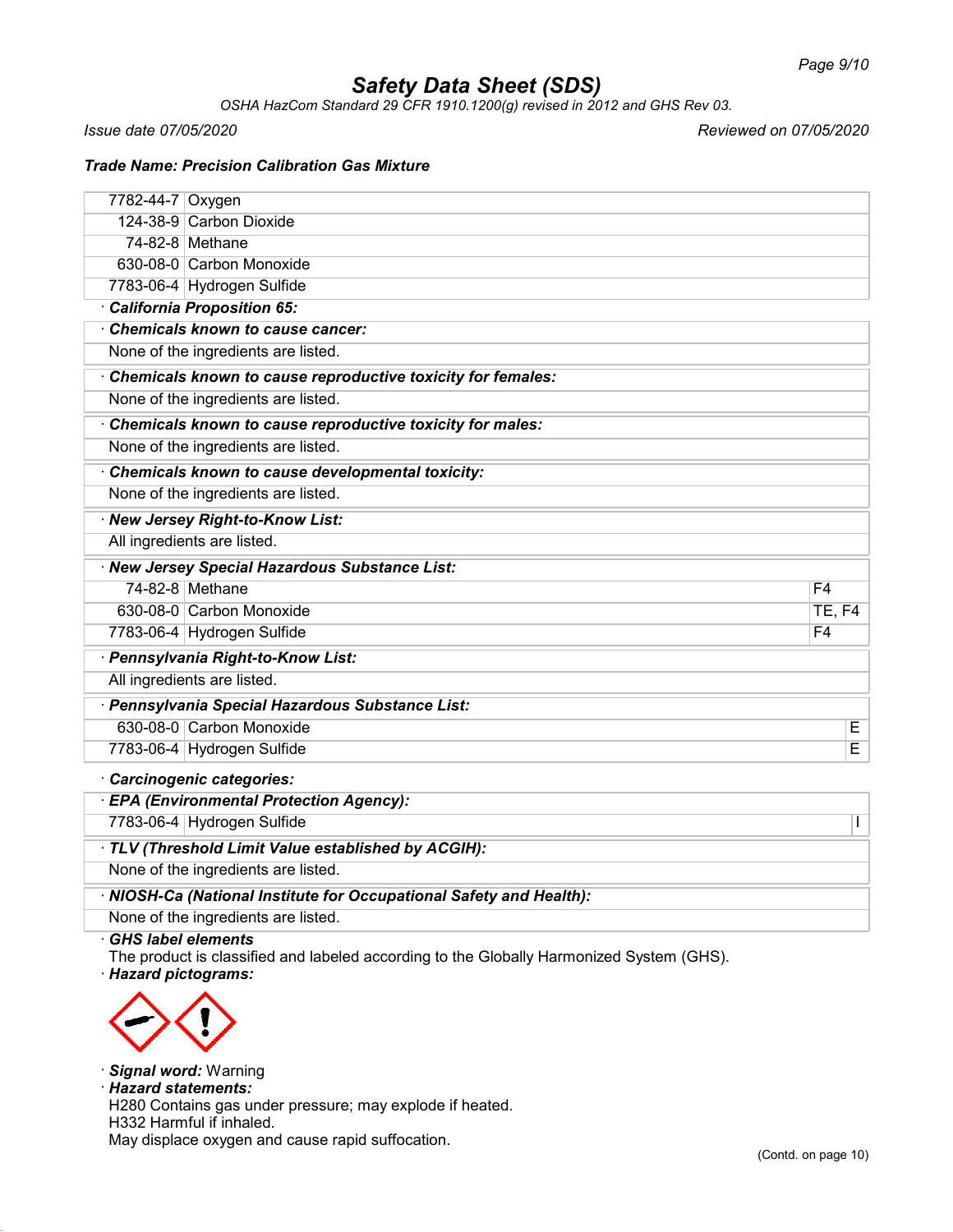# Safety Data Sheet (SDS)

*OSHA HazCom Standard 29 CFR 1910.1200(g) revised in 2012 and GHS Rev 03.*

*Issue date 07/05/2020* *Reviewed on 07/05/2020*

**Trade Name: Precision Calibration Gas Mixture**

| | |
|---|---|
| 7782-44-7 | Oxygen |
| 124-38-9 | Carbon Dioxide |
| 74-82-8 | Methane |
| 630-08-0 | Carbon Monoxide |
| 7783-06-4 | Hydrogen Sulfide |

· **California Proposition 65:**

· **Chemicals known to cause cancer:**

None of the ingredients are listed.

· **Chemicals known to cause reproductive toxicity for females:**

None of the ingredients are listed.

· **Chemicals known to cause reproductive toxicity for males:**

None of the ingredients are listed.

· **Chemicals known to cause developmental toxicity:**

None of the ingredients are listed.

· **New Jersey Right-to-Know List:**

All ingredients are listed.

· **New Jersey Special Hazardous Substance List:**

| | | |
|---|---|---|
| 74-82-8 | Methane | F4 |
| 630-08-0 | Carbon Monoxide | TE, F4 |
| 7783-06-4 | Hydrogen Sulfide | F4 |

· **Pennsylvania Right-to-Know List:**

All ingredients are listed.

· **Pennsylvania Special Hazardous Substance List:**

| | | |
|---|---|---|
| 630-08-0 | Carbon Monoxide | E |
| 7783-06-4 | Hydrogen Sulfide | E |

· **Carcinogenic categories:**

· **EPA (Environmental Protection Agency):**

| | | |
|---|---|---|
| 7783-06-4 | Hydrogen Sulfide | I |

· **TLV (Threshold Limit Value established by ACGIH):**

None of the ingredients are listed.

· **NIOSH-Ca (National Institute for Occupational Safety and Health):**

None of the ingredients are listed.

· **GHS label elements**

The product is classified and labeled according to the Globally Harmonized System (GHS).

· **Hazard pictograms:**

· **Signal word:** Warning

· **Hazard statements:**

H280 Contains gas under pressure; may explode if heated.

H332 Harmful if inhaled.

May displace oxygen and cause rapid suffocation.

(Contd. on page 10)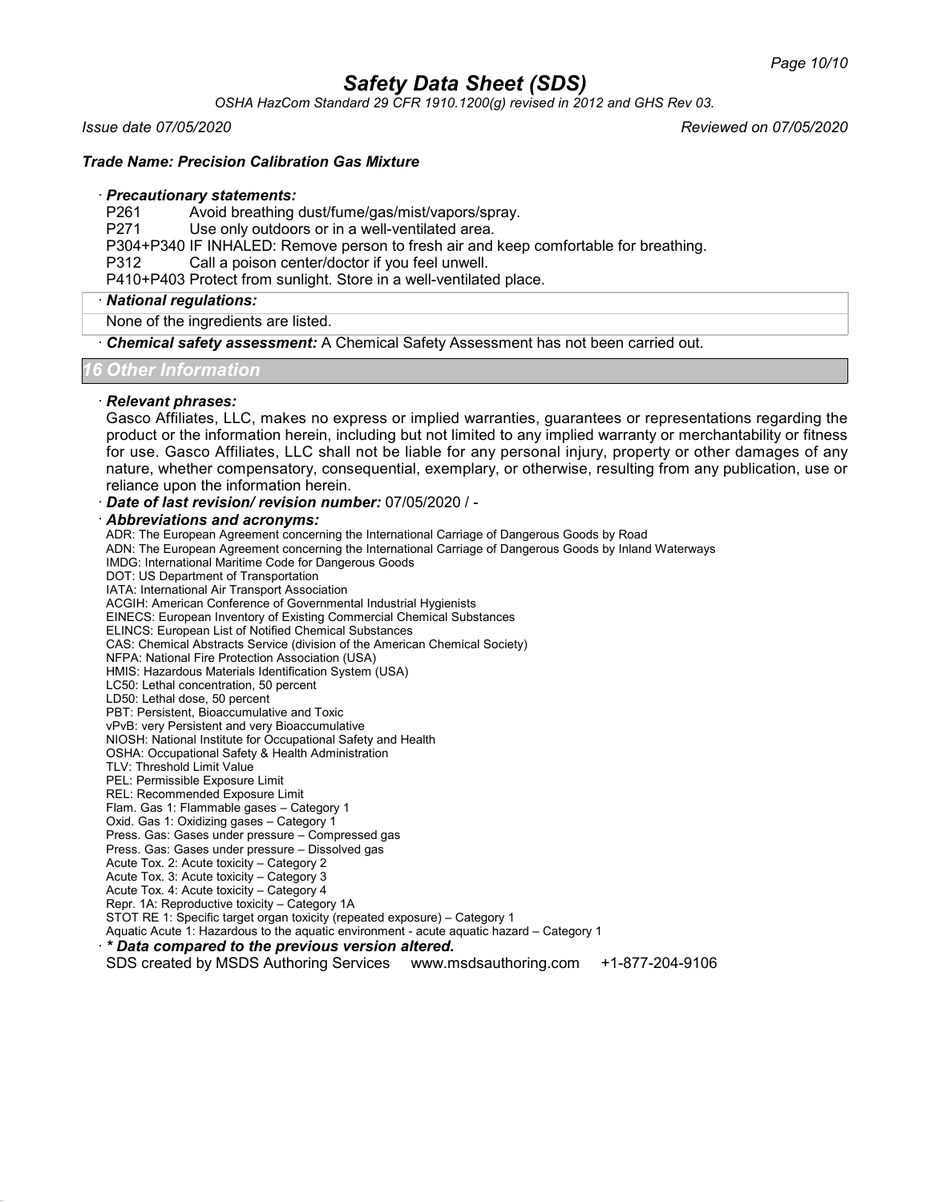*Trade Name: Precision Calibration Gas Mixture*

· ***Precautionary statements:***
P261 Avoid breathing dust/fume/gas/mist/vapors/spray.
P271 Use only outdoors or in a well-ventilated area.
P304+P340 IF INHALED: Remove person to fresh air and keep comfortable for breathing.
P312 Call a poison center/doctor if you feel unwell.
P410+P403 Protect from sunlight. Store in a well-ventilated place.

· ***National regulations:***
None of the ingredients are listed.

· ***Chemical safety assessment:*** A Chemical Safety Assessment has not been carried out.

## *16 Other Information*

· ***Relevant phrases:***
Gasco Affiliates, LLC, makes no express or implied warranties, guarantees or representations regarding the product or the information herein, including but not limited to any implied warranty or merchantability or fitness for use. Gasco Affiliates, LLC shall not be liable for any personal injury, property or other damages of any nature, whether compensatory, consequential, exemplary, or otherwise, resulting from any publication, use or reliance upon the information herein.

· ***Date of last revision/ revision number:*** 07/05/2020 / -

· ***Abbreviations and acronyms:***
ADR: The European Agreement concerning the International Carriage of Dangerous Goods by Road
ADN: The European Agreement concerning the International Carriage of Dangerous Goods by Inland Waterways
IMDG: International Maritime Code for Dangerous Goods
DOT: US Department of Transportation
IATA: International Air Transport Association
ACGIH: American Conference of Governmental Industrial Hygienists
EINECS: European Inventory of Existing Commercial Chemical Substances
ELINCS: European List of Notified Chemical Substances
CAS: Chemical Abstracts Service (division of the American Chemical Society)
NFPA: National Fire Protection Association (USA)
HMIS: Hazardous Materials Identification System (USA)
LC50: Lethal concentration, 50 percent
LD50: Lethal dose, 50 percent
PBT: Persistent, Bioaccumulative and Toxic
vPvB: very Persistent and very Bioaccumulative
NIOSH: National Institute for Occupational Safety and Health
OSHA: Occupational Safety & Health Administration
TLV: Threshold Limit Value
PEL: Permissible Exposure Limit
REL: Recommended Exposure Limit
Flam. Gas 1: Flammable gases – Category 1
Oxid. Gas 1: Oxidizing gases – Category 1
Press. Gas: Gases under pressure – Compressed gas
Press. Gas: Gases under pressure – Dissolved gas
Acute Tox. 2: Acute toxicity – Category 2
Acute Tox. 3: Acute toxicity – Category 3
Acute Tox. 4: Acute toxicity – Category 4
Repr. 1A: Reproductive toxicity – Category 1A
STOT RE 1: Specific target organ toxicity (repeated exposure) – Category 1
Aquatic Acute 1: Hazardous to the aquatic environment - acute aquatic hazard – Category 1

· ***\* Data compared to the previous version altered.***
SDS created by MSDS Authoring Services www.msdsauthoring.com +1-877-204-9106